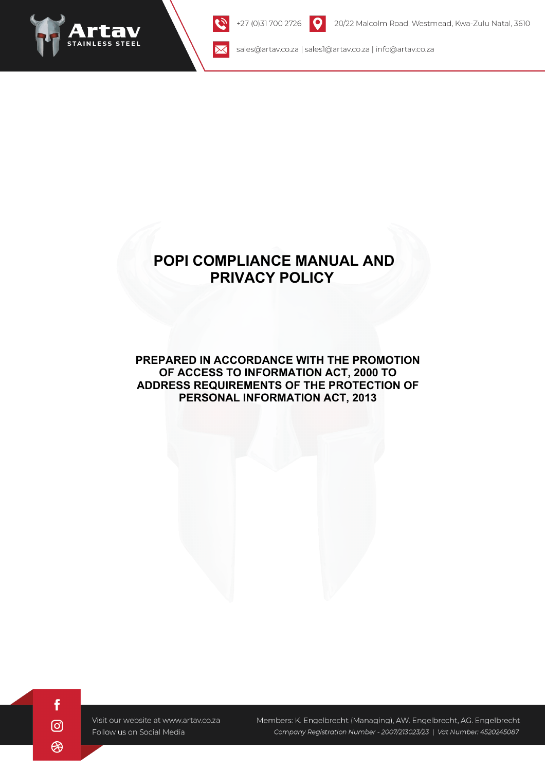# POPI COMPLIANCE MANUAL AND PRIVACY POLICY

## PREPARED IN ACCORDANCE WITH THE PROMOTION OF ACCESS TO INFORMATION ACT, 2000 TO ADDRESS REQUIREMENTS OF THE PROTECTION OF PERSONAL INFORMATION ACT, 2013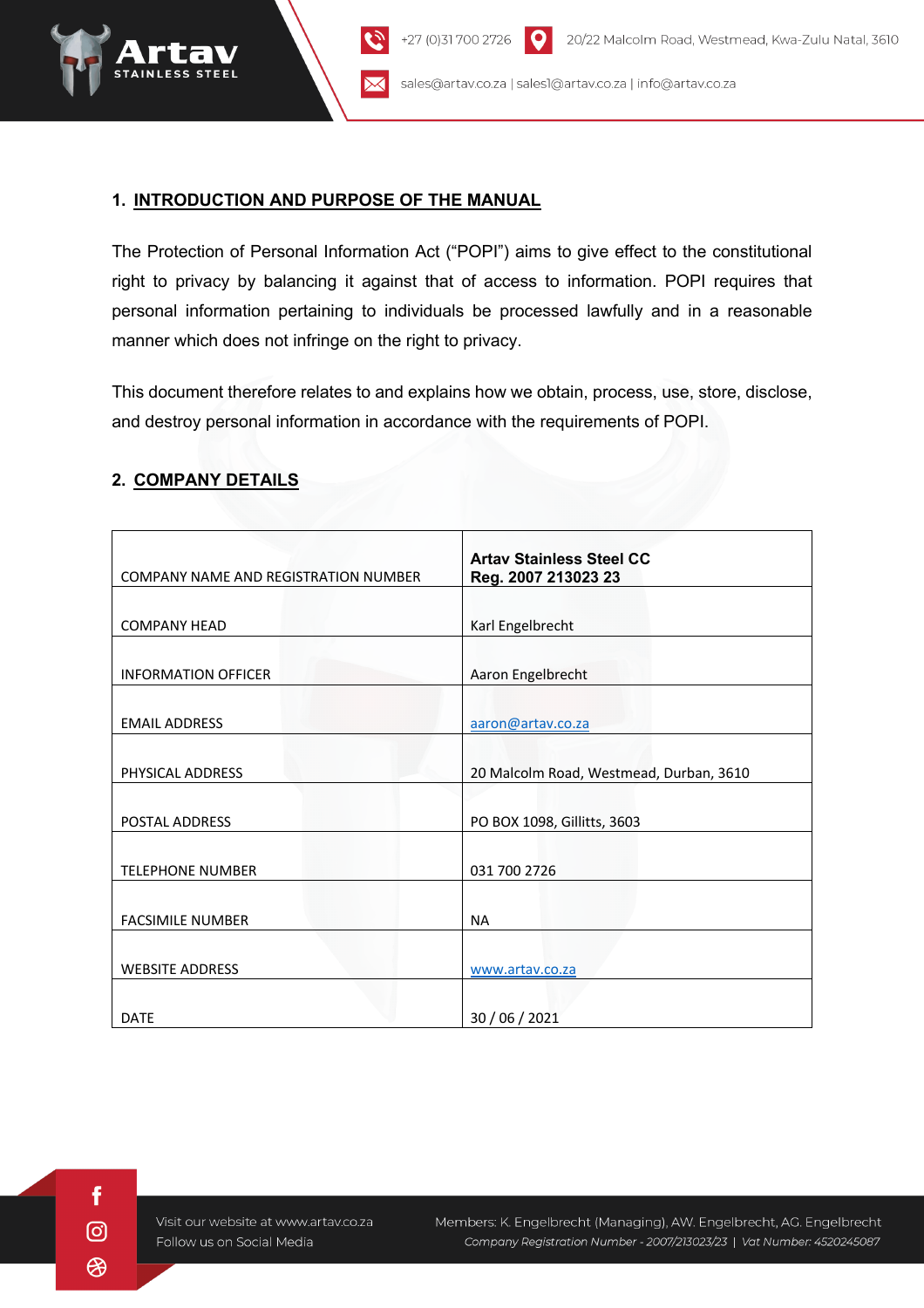## 1. INTRODUCTION AND PURPOSE OF THE MANUAL

The Protection of Personal Information Act ("POPI") aims to give effect to the constitutional right to privacy by balancing it against that of access to information. POPI requires that personal information pertaining to individuals be processed lawfully and in a reasonable manner which does not infringe on the right to privacy.

This document therefore relates to and explains how we obtain, process, use, store, disclose, and destroy personal information in accordance with the requirements of POPI.

## 2. COMPANY DETAILS

| | |
|---|---|
| COMPANY NAME AND REGISTRATION NUMBER | **Artav Stainless Steel CC**<br>**Reg. 2007 213023 23** |
| COMPANY HEAD | Karl Engelbrecht |
| INFORMATION OFFICER | Aaron Engelbrecht |
| EMAIL ADDRESS | aaron@artav.co.za |
| PHYSICAL ADDRESS | 20 Malcolm Road, Westmead, Durban, 3610 |
| POSTAL ADDRESS | PO BOX 1098, Gillitts, 3603 |
| TELEPHONE NUMBER | 031 700 2726 |
| FACSIMILE NUMBER | NA |
| WEBSITE ADDRESS | www.artav.co.za |
| DATE | 30 / 06 / 2021 |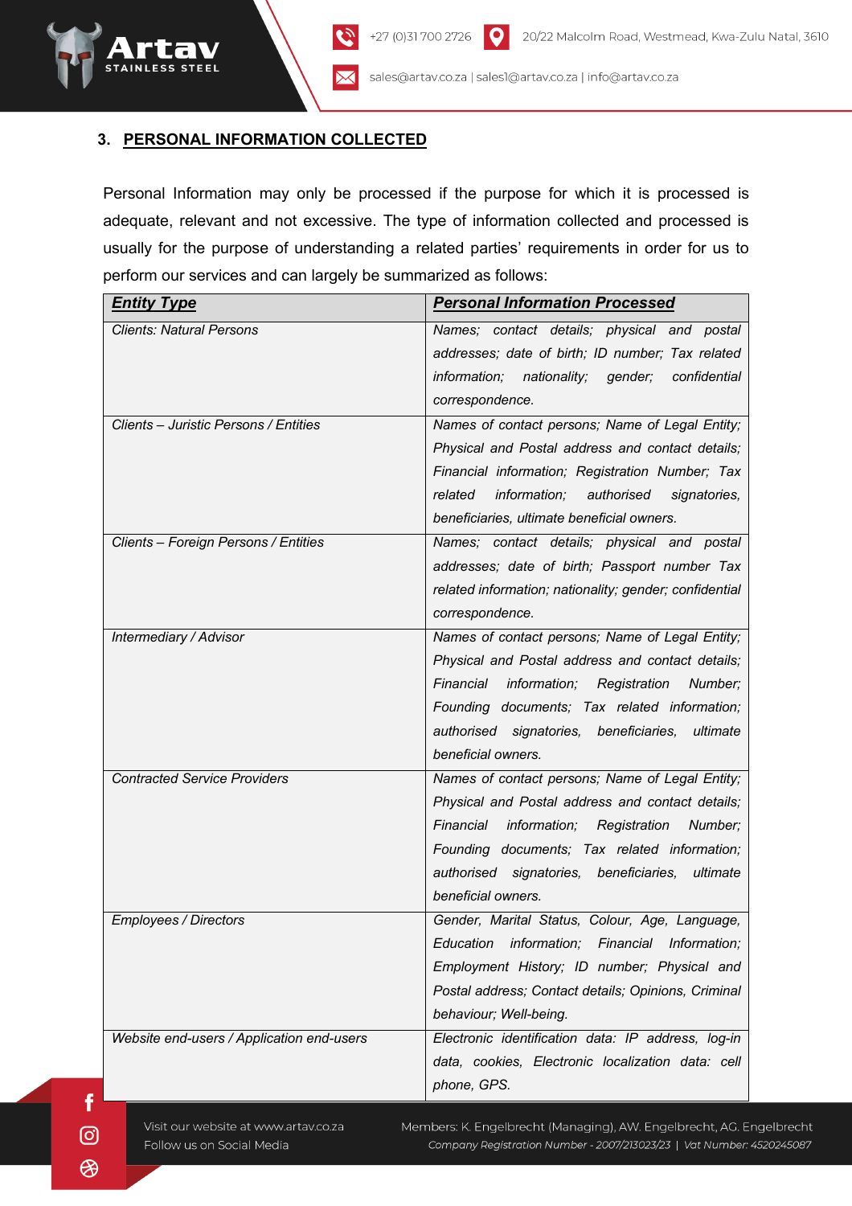## 3. PERSONAL INFORMATION COLLECTED

Personal Information may only be processed if the purpose for which it is processed is adequate, relevant and not excessive. The type of information collected and processed is usually for the purpose of understanding a related parties' requirements in order for us to perform our services and can largely be summarized as follows:

| ***Entity Type*** | ***Personal Information Processed*** |
|---|---|
| *Clients: Natural Persons* | *Names; contact details; physical and postal addresses; date of birth; ID number; Tax related information; nationality; gender; confidential correspondence.* |
| *Clients – Juristic Persons / Entities* | *Names of contact persons; Name of Legal Entity; Physical and Postal address and contact details; Financial information; Registration Number; Tax related information; authorised signatories, beneficiaries, ultimate beneficial owners.* |
| *Clients – Foreign Persons / Entities* | *Names; contact details; physical and postal addresses; date of birth; Passport number Tax related information; nationality; gender; confidential correspondence.* |
| *Intermediary / Advisor* | *Names of contact persons; Name of Legal Entity; Physical and Postal address and contact details; Financial information; Registration Number; Founding documents; Tax related information; authorised signatories, beneficiaries, ultimate beneficial owners.* |
| *Contracted Service Providers* | *Names of contact persons; Name of Legal Entity; Physical and Postal address and contact details; Financial information; Registration Number; Founding documents; Tax related information; authorised signatories, beneficiaries, ultimate beneficial owners.* |
| *Employees / Directors* | *Gender, Marital Status, Colour, Age, Language, Education information; Financial Information; Employment History; ID number; Physical and Postal address; Contact details; Opinions, Criminal behaviour; Well-being.* |
| *Website end-users / Application end-users* | *Electronic identification data: IP address, log-in data, cookies, Electronic localization data: cell phone, GPS.* |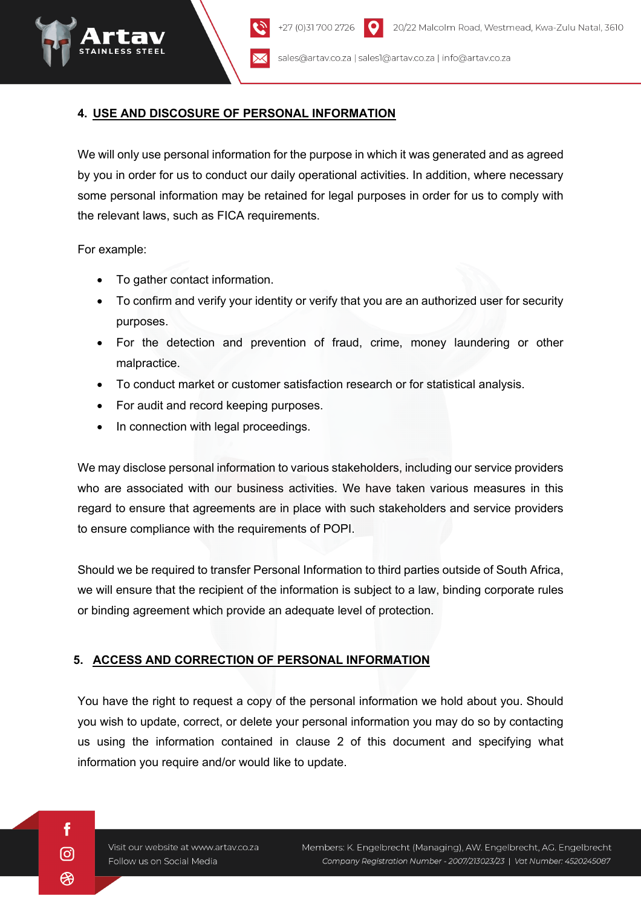## 4. USE AND DISCOSURE OF PERSONAL INFORMATION

We will only use personal information for the purpose in which it was generated and as agreed by you in order for us to conduct our daily operational activities. In addition, where necessary some personal information may be retained for legal purposes in order for us to comply with the relevant laws, such as FICA requirements.

For example:

- To gather contact information.
- To confirm and verify your identity or verify that you are an authorized user for security purposes.
- For the detection and prevention of fraud, crime, money laundering or other malpractice.
- To conduct market or customer satisfaction research or for statistical analysis.
- For audit and record keeping purposes.
- In connection with legal proceedings.

We may disclose personal information to various stakeholders, including our service providers who are associated with our business activities. We have taken various measures in this regard to ensure that agreements are in place with such stakeholders and service providers to ensure compliance with the requirements of POPI.

Should we be required to transfer Personal Information to third parties outside of South Africa, we will ensure that the recipient of the information is subject to a law, binding corporate rules or binding agreement which provide an adequate level of protection.

## 5. ACCESS AND CORRECTION OF PERSONAL INFORMATION

You have the right to request a copy of the personal information we hold about you. Should you wish to update, correct, or delete your personal information you may do so by contacting us using the information contained in clause 2 of this document and specifying what information you require and/or would like to update.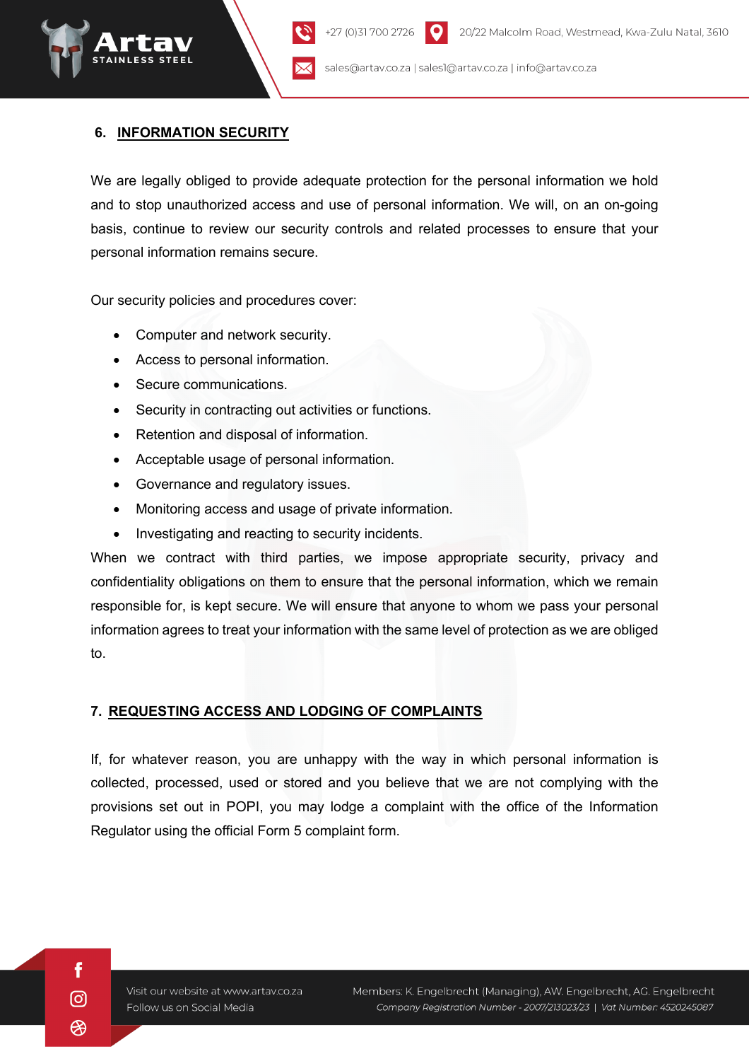## 6. INFORMATION SECURITY

We are legally obliged to provide adequate protection for the personal information we hold and to stop unauthorized access and use of personal information. We will, on an on-going basis, continue to review our security controls and related processes to ensure that your personal information remains secure.

Our security policies and procedures cover:

- Computer and network security.
- Access to personal information.
- Secure communications.
- Security in contracting out activities or functions.
- Retention and disposal of information.
- Acceptable usage of personal information.
- Governance and regulatory issues.
- Monitoring access and usage of private information.
- Investigating and reacting to security incidents.

When we contract with third parties, we impose appropriate security, privacy and confidentiality obligations on them to ensure that the personal information, which we remain responsible for, is kept secure. We will ensure that anyone to whom we pass your personal information agrees to treat your information with the same level of protection as we are obliged to.

## 7. REQUESTING ACCESS AND LODGING OF COMPLAINTS

If, for whatever reason, you are unhappy with the way in which personal information is collected, processed, used or stored and you believe that we are not complying with the provisions set out in POPI, you may lodge a complaint with the office of the Information Regulator using the official Form 5 complaint form.